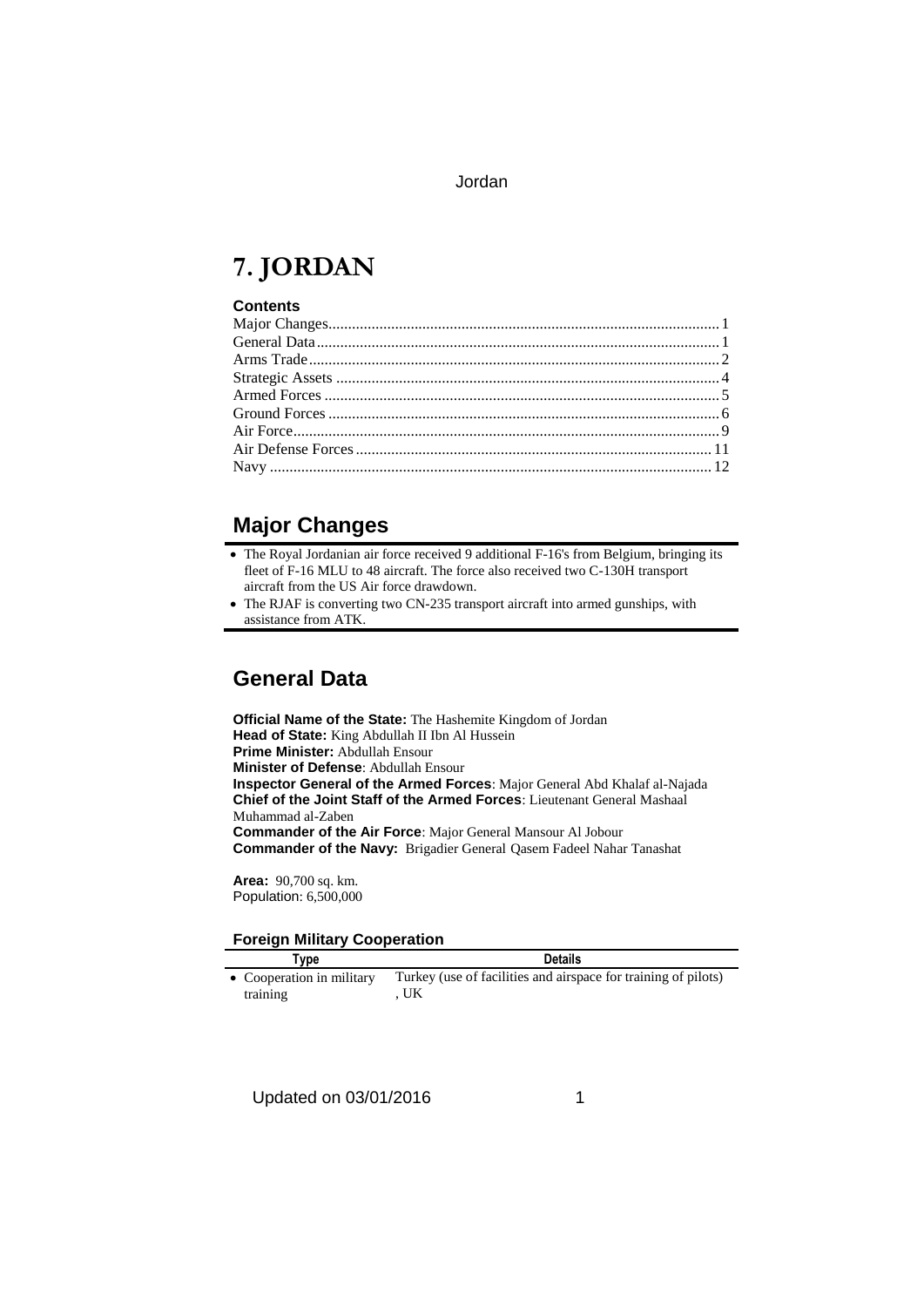# 7. JORDAN

**Contents**

Major Changes .......... 1
General Data .......... 1
Arms Trade .......... 2
Strategic Assets .......... 4
Armed Forces .......... 5
Ground Forces .......... 6
Air Force .......... 9
Air Defense Forces .......... 11
Navy .......... 12

## Major Changes

- The Royal Jordanian air force received 9 additional F-16's from Belgium, bringing its fleet of F-16 MLU to 48 aircraft. The force also received two C-130H transport aircraft from the US Air force drawdown.
- The RJAF is converting two CN-235 transport aircraft into armed gunships, with assistance from ATK.

## General Data

**Official Name of the State:** The Hashemite Kingdom of Jordan
**Head of State:** King Abdullah II Ibn Al Hussein
**Prime Minister:** Abdullah Ensour
**Minister of Defense**: Abdullah Ensour
**Inspector General of the Armed Forces**: Major General Abd Khalaf al-Najada
**Chief of the Joint Staff of the Armed Forces**: Lieutenant General Mashaal Muhammad al-Zaben
**Commander of the Air Force**: Major General Mansour Al Jobour
**Commander of the Navy:** Brigadier General Qasem Fadeel Nahar Tanashat

**Area:** 90,700 sq. km.
Population: 6,500,000

### Foreign Military Cooperation

| Type | Details |
|---|---|
| • Cooperation in military training | Turkey (use of facilities and airspace for training of pilots) , UK |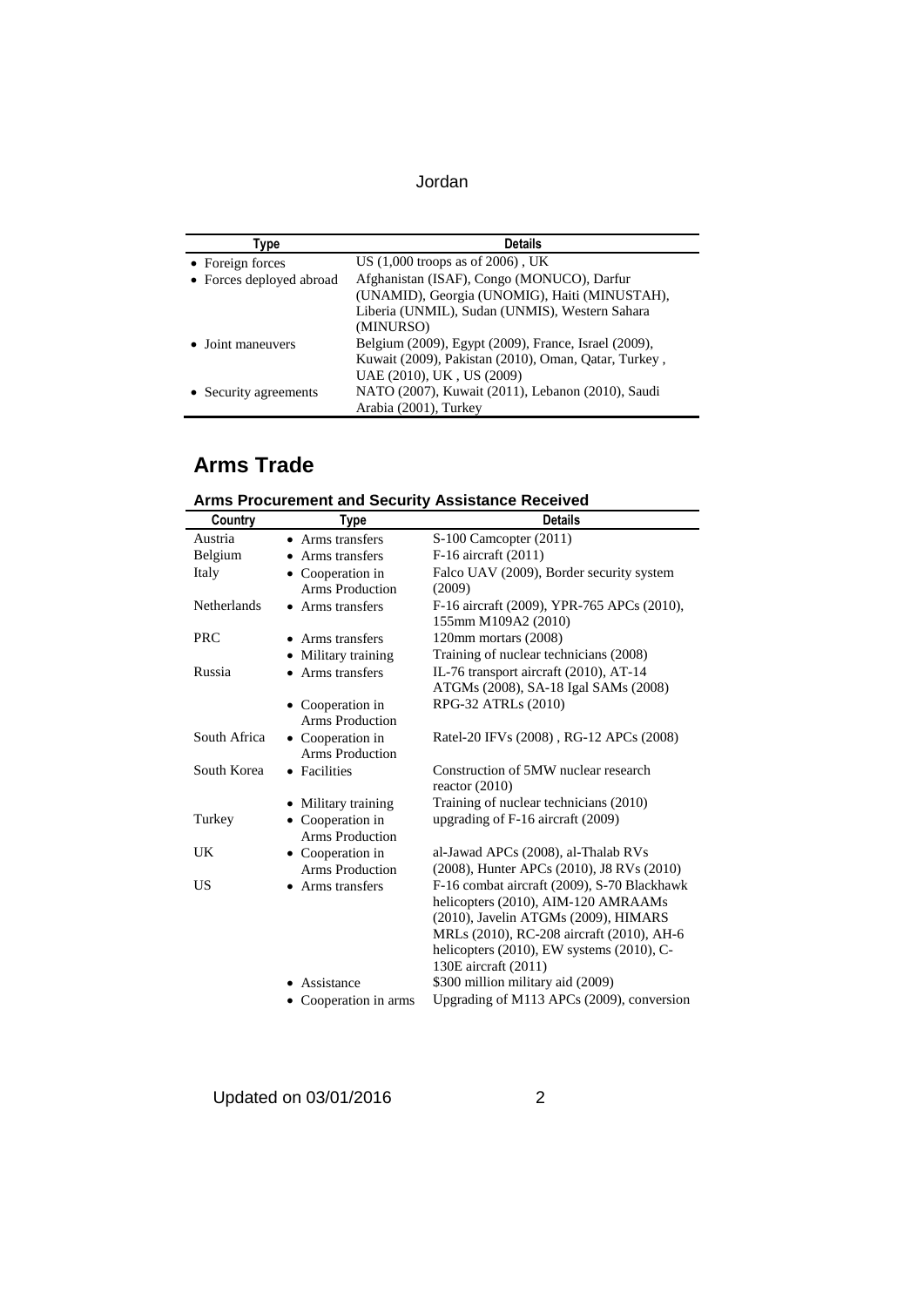Jordan

| Type | Details |
| --- | --- |
| • Foreign forces | US (1,000 troops as of 2006) , UK |
| • Forces deployed abroad | Afghanistan (ISAF), Congo (MONUCO), Darfur (UNAMID), Georgia (UNOMIG), Haiti (MINUSTAH), Liberia (UNMIL), Sudan (UNMIS), Western Sahara (MINURSO) |
| • Joint maneuvers | Belgium (2009), Egypt (2009), France, Israel (2009), Kuwait (2009), Pakistan (2010), Oman, Qatar, Turkey , UAE (2010), UK , US (2009) |
| • Security agreements | NATO (2007), Kuwait (2011), Lebanon (2010), Saudi Arabia (2001), Turkey |

## Arms Trade

### Arms Procurement and Security Assistance Received

| Country | Type | Details |
| --- | --- | --- |
| Austria | • Arms transfers | S-100 Camcopter (2011) |
| Belgium | • Arms transfers | F-16 aircraft (2011) |
| Italy | • Cooperation in Arms Production | Falco UAV (2009), Border security system (2009) |
| Netherlands | • Arms transfers | F-16 aircraft (2009), YPR-765 APCs (2010), 155mm M109A2 (2010) |
| PRC | • Arms transfers | 120mm mortars (2008) |
| | • Military training | Training of nuclear technicians (2008) |
| Russia | • Arms transfers | IL-76 transport aircraft (2010), AT-14 ATGMs (2008), SA-18 Igal SAMs (2008) |
| | • Cooperation in Arms Production | RPG-32 ATRLs (2010) |
| South Africa | • Cooperation in Arms Production | Ratel-20 IFVs (2008) , RG-12 APCs (2008) |
| South Korea | • Facilities | Construction of 5MW nuclear research reactor (2010) |
| | • Military training | Training of nuclear technicians (2010) |
| Turkey | • Cooperation in Arms Production | upgrading of F-16 aircraft (2009) |
| UK | • Cooperation in Arms Production | al-Jawad APCs (2008), al-Thalab RVs (2008), Hunter APCs (2010), J8 RVs (2010) |
| US | • Arms transfers | F-16 combat aircraft (2009), S-70 Blackhawk helicopters (2010), AIM-120 AMRAAMs (2010), Javelin ATGMs (2009), HIMARS MRLs (2010), RC-208 aircraft (2010), AH-6 helicopters (2010), EW systems (2010), C-130E aircraft (2011) |
| | • Assistance | $300 million military aid (2009) |
| | • Cooperation in arms | Upgrading of M113 APCs (2009), conversion |

Updated on 03/01/2016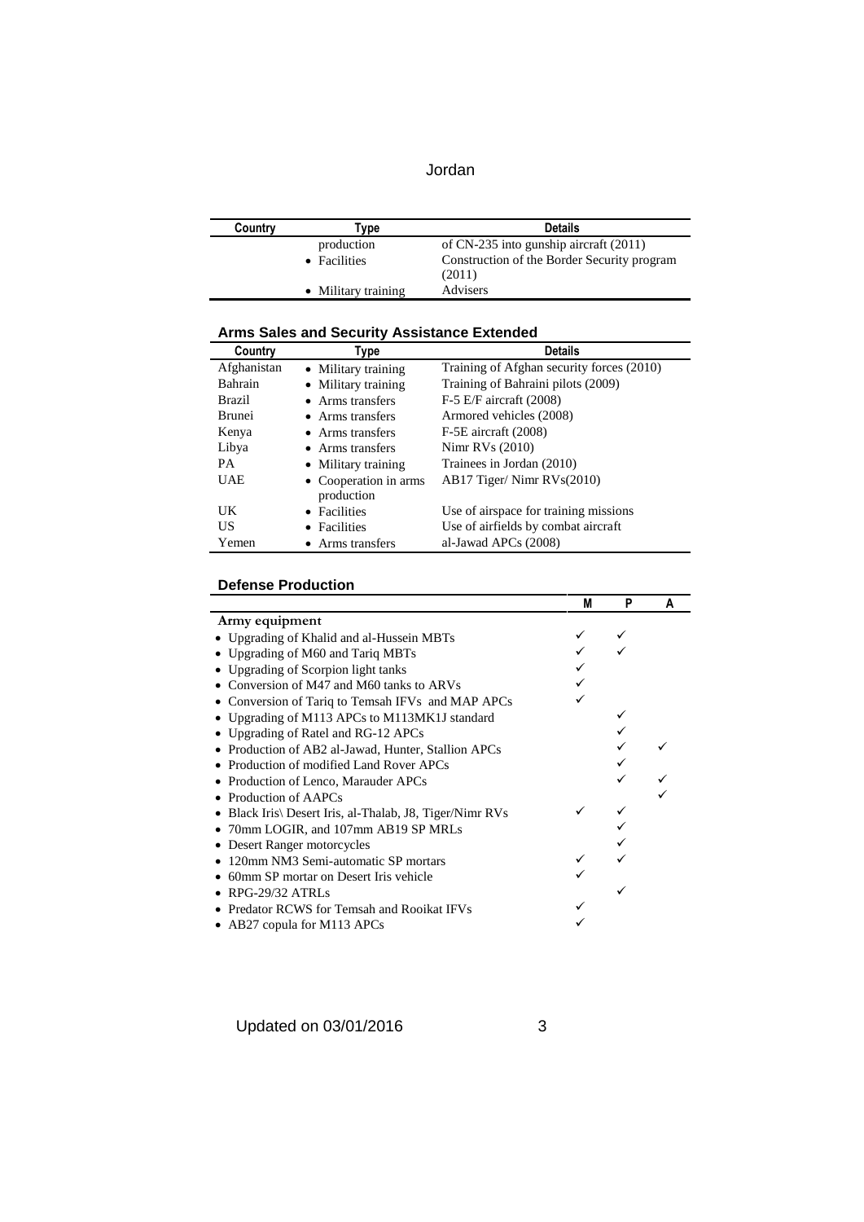| Country | Type | Details |
|---|---|---|
| | production | of CN-235 into gunship aircraft (2011) |
| | • Facilities | Construction of the Border Security program (2011) |
| | • Military training | Advisers |

### Arms Sales and Security Assistance Extended

| Country | Type | Details |
|---|---|---|
| Afghanistan | • Military training | Training of Afghan security forces (2010) |
| Bahrain | • Military training | Training of Bahraini pilots (2009) |
| Brazil | • Arms transfers | F-5 E/F aircraft (2008) |
| Brunei | • Arms transfers | Armored vehicles (2008) |
| Kenya | • Arms transfers | F-5E aircraft (2008) |
| Libya | • Arms transfers | Nimr RVs (2010) |
| PA | • Military training | Trainees in Jordan (2010) |
| UAE | • Cooperation in arms production | AB17 Tiger/ Nimr RVs(2010) |
| UK | • Facilities | Use of airspace for training missions |
| US | • Facilities | Use of airfields by combat aircraft |
| Yemen | • Arms transfers | al-Jawad APCs (2008) |

### Defense Production

| | M | P | A |
|---|---|---|---|
| **Army equipment** | | | |
| • Upgrading of Khalid and al-Hussein MBTs | ✓ | ✓ | |
| • Upgrading of M60 and Tariq MBTs | ✓ | ✓ | |
| • Upgrading of Scorpion light tanks | ✓ | | |
| • Conversion of M47 and M60 tanks to ARVs | ✓ | | |
| • Conversion of Tariq to Temsah IFVs and MAP APCs | ✓ | | |
| • Upgrading of M113 APCs to M113MK1J standard | | ✓ | |
| • Upgrading of Ratel and RG-12 APCs | | ✓ | |
| • Production of AB2 al-Jawad, Hunter, Stallion APCs | | ✓ | ✓ |
| • Production of modified Land Rover APCs | | ✓ | |
| • Production of Lenco, Marauder APCs | | ✓ | ✓ |
| • Production of AAPCs | | | ✓ |
| • Black Iris\ Desert Iris, al-Thalab, J8, Tiger/Nimr RVs | ✓ | ✓ | |
| • 70mm LOGIR, and 107mm AB19 SP MRLs | | ✓ | |
| • Desert Ranger motorcycles | | ✓ | |
| • 120mm NM3 Semi-automatic SP mortars | ✓ | ✓ | |
| • 60mm SP mortar on Desert Iris vehicle | ✓ | | |
| • RPG-29/32 ATRLs | | ✓ | |
| • Predator RCWS for Temsah and Rooikat IFVs | ✓ | | |
| • AB27 copula for M113 APCs | ✓ | | |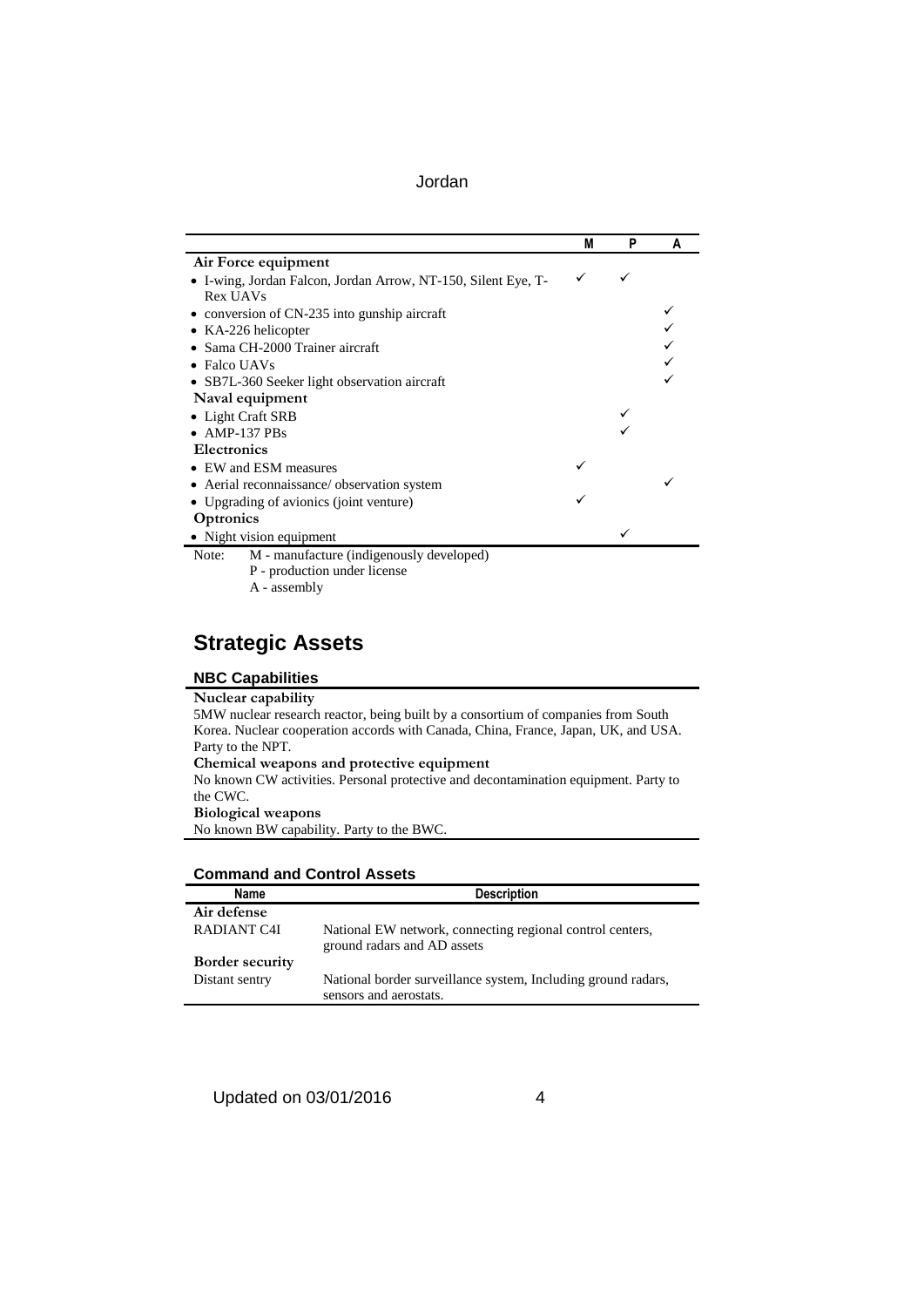| | M | P | A |
|---|---|---|---|
| **Air Force equipment** | | | |
| • I-wing, Jordan Falcon, Jordan Arrow, NT-150, Silent Eye, T-Rex UAVs | ✓ | ✓ | |
| • conversion of CN-235 into gunship aircraft | | | ✓ |
| • KA-226 helicopter | | | ✓ |
| • Sama CH-2000 Trainer aircraft | | | ✓ |
| • Falco UAVs | | | ✓ |
| • SB7L-360 Seeker light observation aircraft | | | ✓ |
| **Naval equipment** | | | |
| • Light Craft SRB | | ✓ | |
| • AMP-137 PBs | | ✓ | |
| **Electronics** | | | |
| • EW and ESM measures | ✓ | | |
| • Aerial reconnaissance/ observation system | | | ✓ |
| • Upgrading of avionics (joint venture) | ✓ | | |
| **Optronics** | | | |
| • Night vision equipment | | ✓ | |

Note: M - manufacture (indigenously developed)
P - production under license
A - assembly

# Strategic Assets

## NBC Capabilities

**Nuclear capability**

5MW nuclear research reactor, being built by a consortium of companies from South Korea. Nuclear cooperation accords with Canada, China, France, Japan, UK, and USA. Party to the NPT.

**Chemical weapons and protective equipment**

No known CW activities. Personal protective and decontamination equipment. Party to the CWC.

**Biological weapons**

No known BW capability. Party to the BWC.

## Command and Control Assets

| Name | Description |
|---|---|
| **Air defense** | |
| RADIANT C4I | National EW network, connecting regional control centers, ground radars and AD assets |
| **Border security** | |
| Distant sentry | National border surveillance system, Including ground radars, sensors and aerostats. |

Updated on 03/01/2016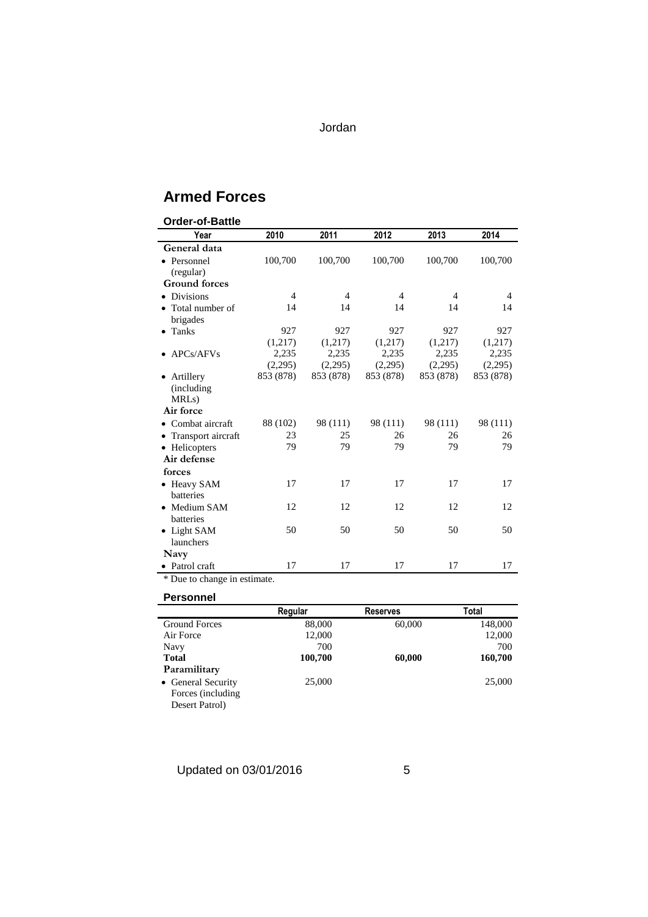## Armed Forces

### Order-of-Battle

| Year | 2010 | 2011 | 2012 | 2013 | 2014 |
|---|---|---|---|---|---|
| **General data** | | | | | |
| • Personnel (regular) | 100,700 | 100,700 | 100,700 | 100,700 | 100,700 |
| **Ground forces** | | | | | |
| • Divisions | 4 | 4 | 4 | 4 | 4 |
| • Total number of brigades | 14 | 14 | 14 | 14 | 14 |
| • Tanks | 927 (1,217) | 927 (1,217) | 927 (1,217) | 927 (1,217) | 927 (1,217) |
| • APCs/AFVs | 2,235 (2,295) | 2,235 (2,295) | 2,235 (2,295) | 2,235 (2,295) | 2,235 (2,295) |
| • Artillery (including MRLs) | 853 (878) | 853 (878) | 853 (878) | 853 (878) | 853 (878) |
| **Air force** | | | | | |
| • Combat aircraft | 88 (102) | 98 (111) | 98 (111) | 98 (111) | 98 (111) |
| • Transport aircraft | 23 | 25 | 26 | 26 | 26 |
| • Helicopters | 79 | 79 | 79 | 79 | 79 |
| **Air defense forces** | | | | | |
| • Heavy SAM batteries | 17 | 17 | 17 | 17 | 17 |
| • Medium SAM batteries | 12 | 12 | 12 | 12 | 12 |
| • Light SAM launchers | 50 | 50 | 50 | 50 | 50 |
| **Navy** | | | | | |
| • Patrol craft | 17 | 17 | 17 | 17 | 17 |

* Due to change in estimate.

### Personnel

| | Regular | Reserves | Total |
|---|---|---|---|
| Ground Forces | 88,000 | 60,000 | 148,000 |
| Air Force | 12,000 | | 12,000 |
| Navy | 700 | | 700 |
| **Total** | **100,700** | **60,000** | **160,700** |
| **Paramilitary** | | | |
| • General Security Forces (including Desert Patrol) | 25,000 | | 25,000 |

Updated on 03/01/2016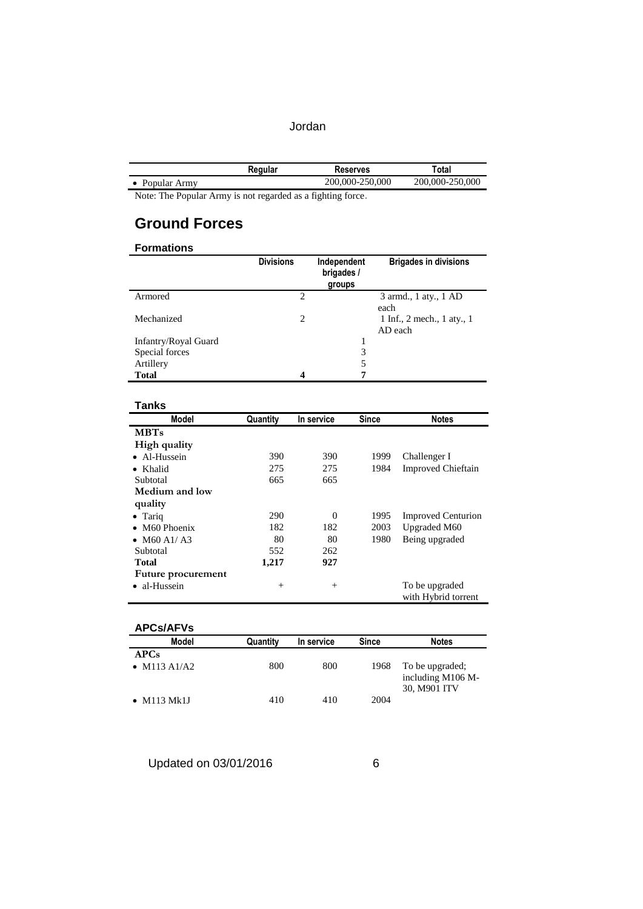|  | Regular | Reserves | Total |
| --- | --- | --- | --- |
| • Popular Army |  | 200,000-250,000 | 200,000-250,000 |

Note: The Popular Army is not regarded as a fighting force.

## Ground Forces

### Formations

|  | Divisions | Independent brigades / groups | Brigades in divisions |
| --- | --- | --- | --- |
| Armored | 2 |  | 3 armd., 1 aty., 1 AD each |
| Mechanized | 2 |  | 1 Inf., 2 mech., 1 aty., 1 AD each |
| Infantry/Royal Guard |  | 1 |  |
| Special forces |  | 3 |  |
| Artillery |  | 5 |  |
| **Total** | **4** | **7** |  |

### Tanks

| Model | Quantity | In service | Since | Notes |
| --- | --- | --- | --- | --- |
| **MBTs** |  |  |  |  |
| **High quality** |  |  |  |  |
| • Al-Hussein | 390 | 390 | 1999 | Challenger I |
| • Khalid | 275 | 275 | 1984 | Improved Chieftain |
| Subtotal | 665 | 665 |  |  |
| **Medium and low quality** |  |  |  |  |
| • Tariq | 290 | 0 | 1995 | Improved Centurion |
| • M60 Phoenix | 182 | 182 | 2003 | Upgraded M60 |
| • M60 A1/ A3 | 80 | 80 | 1980 | Being upgraded |
| Subtotal | 552 | 262 |  |  |
| **Total** | **1,217** | **927** |  |  |
| **Future procurement** |  |  |  |  |
| • al-Hussein | + | + |  | To be upgraded with Hybrid torrent |

### APCs/AFVs

| Model | Quantity | In service | Since | Notes |
| --- | --- | --- | --- | --- |
| **APCs** |  |  |  |  |
| • M113 A1/A2 | 800 | 800 | 1968 | To be upgraded; including M106 M-30, M901 ITV |
| • M113 Mk1J | 410 | 410 | 2004 |  |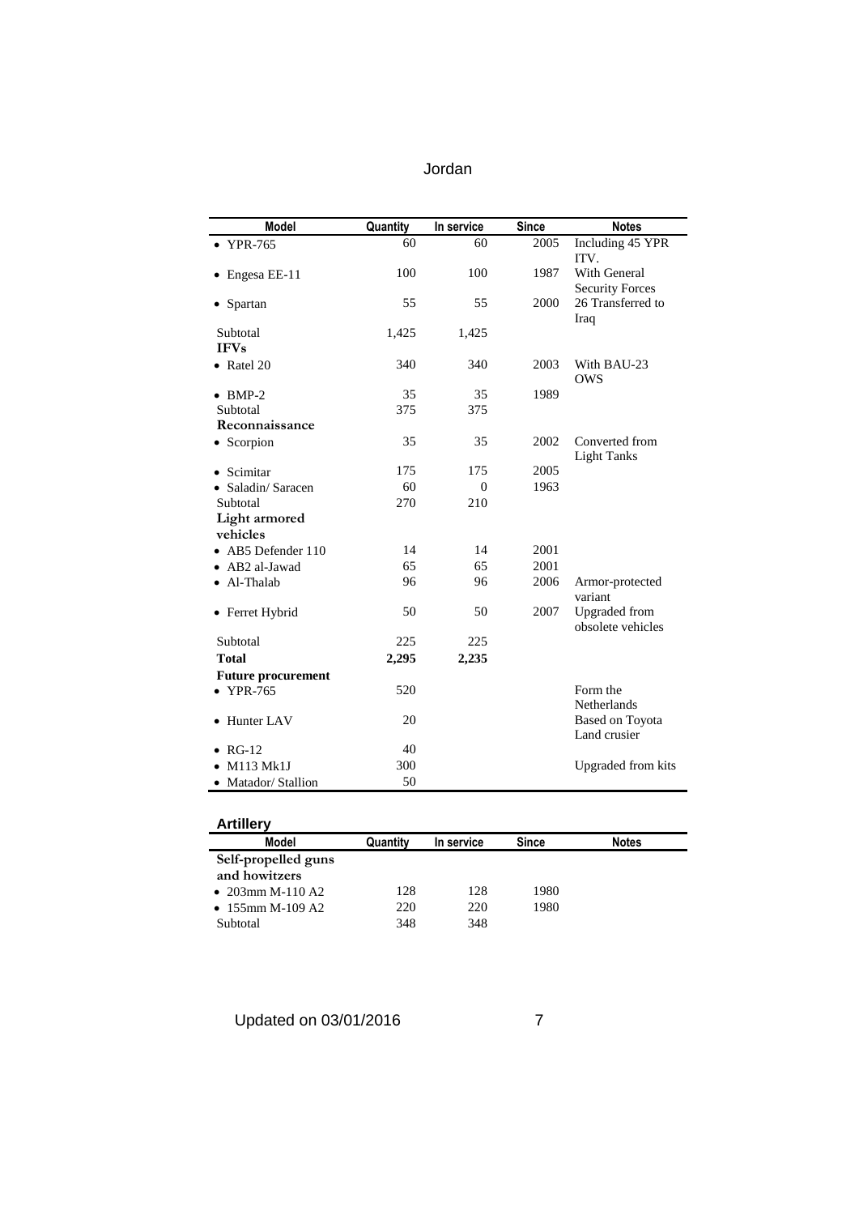| Model | Quantity | In service | Since | Notes |
|---|---|---|---|---|
| • YPR-765 | 60 | 60 | 2005 | Including 45 YPR ITV. |
| • Engesa EE-11 | 100 | 100 | 1987 | With General Security Forces |
| • Spartan | 55 | 55 | 2000 | 26 Transferred to Iraq |
| Subtotal | 1,425 | 1,425 | | |
| **IFVs** | | | | |
| • Ratel 20 | 340 | 340 | 2003 | With BAU-23 OWS |
| • BMP-2 | 35 | 35 | 1989 | |
| Subtotal | 375 | 375 | | |
| **Reconnaissance** | | | | |
| • Scorpion | 35 | 35 | 2002 | Converted from Light Tanks |
| • Scimitar | 175 | 175 | 2005 | |
| • Saladin/ Saracen | 60 | 0 | 1963 | |
| Subtotal | 270 | 210 | | |
| **Light armored vehicles** | | | | |
| • AB5 Defender 110 | 14 | 14 | 2001 | |
| • AB2 al-Jawad | 65 | 65 | 2001 | |
| • Al-Thalab | 96 | 96 | 2006 | Armor-protected variant |
| • Ferret Hybrid | 50 | 50 | 2007 | Upgraded from obsolete vehicles |
| Subtotal | 225 | 225 | | |
| **Total** | **2,295** | **2,235** | | |
| **Future procurement** | | | | |
| • YPR-765 | 520 | | | Form the Netherlands |
| • Hunter LAV | 20 | | | Based on Toyota Land crusier |
| • RG-12 | 40 | | | |
| • M113 Mk1J | 300 | | | Upgraded from kits |
| • Matador/ Stallion | 50 | | | |

## Artillery

| Model | Quantity | In service | Since | Notes |
|---|---|---|---|---|
| **Self-propelled guns and howitzers** | | | | |
| • 203mm M-110 A2 | 128 | 128 | 1980 | |
| • 155mm M-109 A2 | 220 | 220 | 1980 | |
| Subtotal | 348 | 348 | | |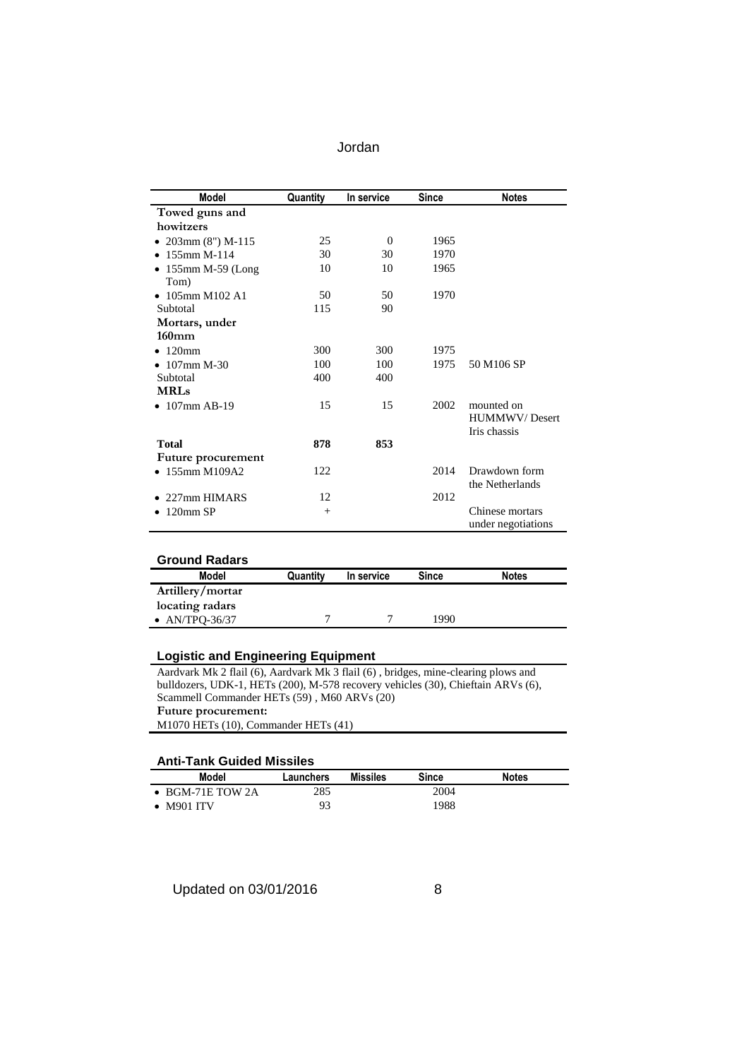| Model | Quantity | In service | Since | Notes |
|---|---|---|---|---|
| **Towed guns and howitzers** | | | | |
| • 203mm (8") M-115 | 25 | 0 | 1965 | |
| • 155mm M-114 | 30 | 30 | 1970 | |
| • 155mm M-59 (Long Tom) | 10 | 10 | 1965 | |
| • 105mm M102 A1 | 50 | 50 | 1970 | |
| Subtotal | 115 | 90 | | |
| **Mortars, under 160mm** | | | | |
| • 120mm | 300 | 300 | 1975 | |
| • 107mm M-30 | 100 | 100 | 1975 | 50 M106 SP |
| Subtotal | 400 | 400 | | |
| **MRLs** | | | | |
| • 107mm AB-19 | 15 | 15 | 2002 | mounted on HUMMWV/ Desert Iris chassis |
| **Total** | **878** | **853** | | |
| **Future procurement** | | | | |
| • 155mm M109A2 | 122 | | 2014 | Drawdown form the Netherlands |
| • 227mm HIMARS | 12 | | 2012 | |
| • 120mm SP | + | | | Chinese mortars under negotiations |

## Ground Radars

| Model | Quantity | In service | Since | Notes |
|---|---|---|---|---|
| **Artillery/mortar locating radars** | | | | |
| • AN/TPQ-36/37 | 7 | 7 | 1990 | |

## Logistic and Engineering Equipment

Aardvark Mk 2 flail (6), Aardvark Mk 3 flail (6) , bridges, mine-clearing plows and bulldozers, UDK-1, HETs (200), M-578 recovery vehicles (30), Chieftain ARVs (6), Scammell Commander HETs (59) , M60 ARVs (20)

**Future procurement:**

M1070 HETs (10), Commander HETs (41)

## Anti-Tank Guided Missiles

| Model | Launchers | Missiles | Since | Notes |
|---|---|---|---|---|
| • BGM-71E TOW 2A | 285 | | 2004 | |
| • M901 ITV | 93 | | 1988 | |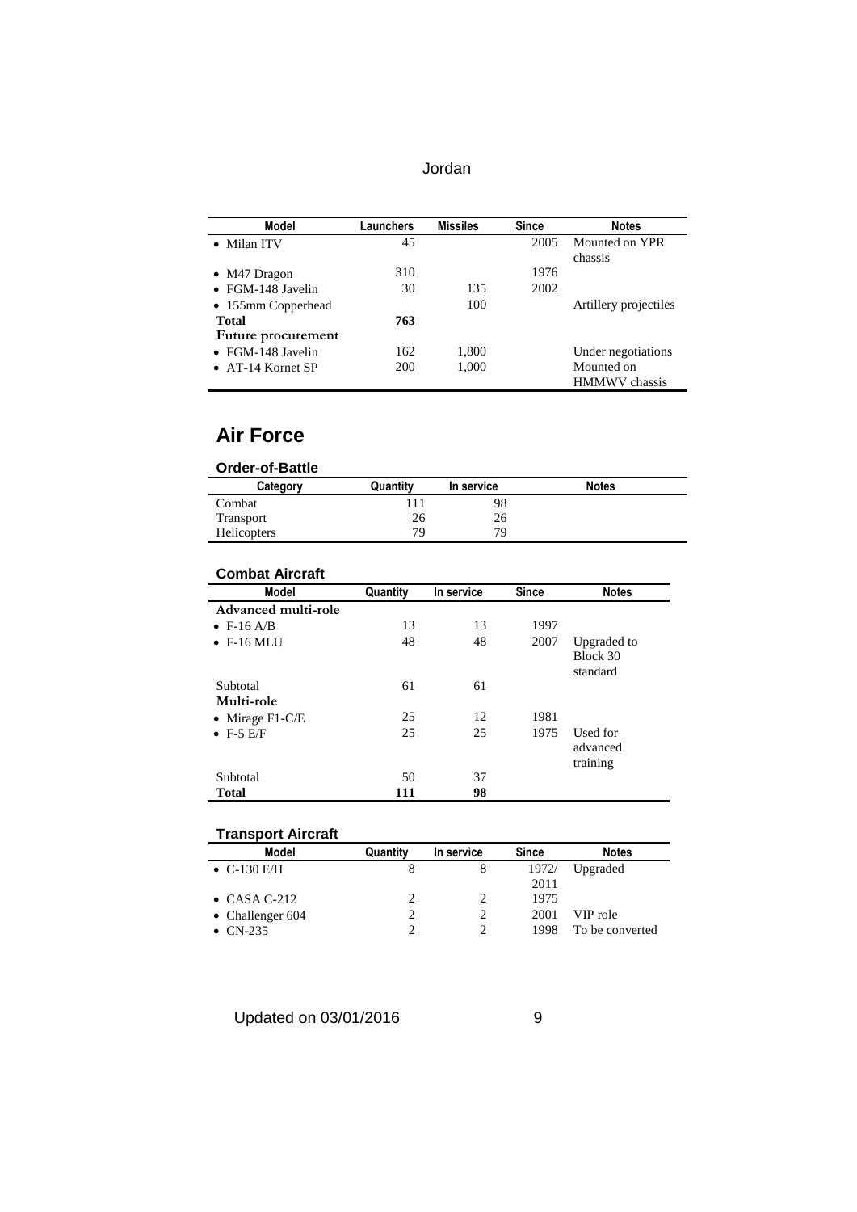| Model | Launchers | Missiles | Since | Notes |
|---|---|---|---|---|
| • Milan ITV | 45 | | 2005 | Mounted on YPR chassis |
| • M47 Dragon | 310 | | 1976 | |
| • FGM-148 Javelin | 30 | 135 | 2002 | |
| • 155mm Copperhead | | 100 | | Artillery projectiles |
| **Total** | **763** | | | |
| **Future procurement** | | | | |
| • FGM-148 Javelin | 162 | 1,800 | | Under negotiations |
| • AT-14 Kornet SP | 200 | 1,000 | | Mounted on HMMWV chassis |

## Air Force

### Order-of-Battle

| Category | Quantity | In service | Notes |
|---|---|---|---|
| Combat | 111 | 98 | |
| Transport | 26 | 26 | |
| Helicopters | 79 | 79 | |

### Combat Aircraft

| Model | Quantity | In service | Since | Notes |
|---|---|---|---|---|
| **Advanced multi-role** | | | | |
| • F-16 A/B | 13 | 13 | 1997 | |
| • F-16 MLU | 48 | 48 | 2007 | Upgraded to Block 30 standard |
| Subtotal | 61 | 61 | | |
| **Multi-role** | | | | |
| • Mirage F1-C/E | 25 | 12 | 1981 | |
| • F-5 E/F | 25 | 25 | 1975 | Used for advanced training |
| Subtotal | 50 | 37 | | |
| **Total** | **111** | **98** | | |

### Transport Aircraft

| Model | Quantity | In service | Since | Notes |
|---|---|---|---|---|
| • C-130 E/H | 8 | 8 | 1972/ 2011 | Upgraded |
| • CASA C-212 | 2 | 2 | 1975 | |
| • Challenger 604 | 2 | 2 | 2001 | VIP role |
| • CN-235 | 2 | 2 | 1998 | To be converted |

Updated on 03/01/2016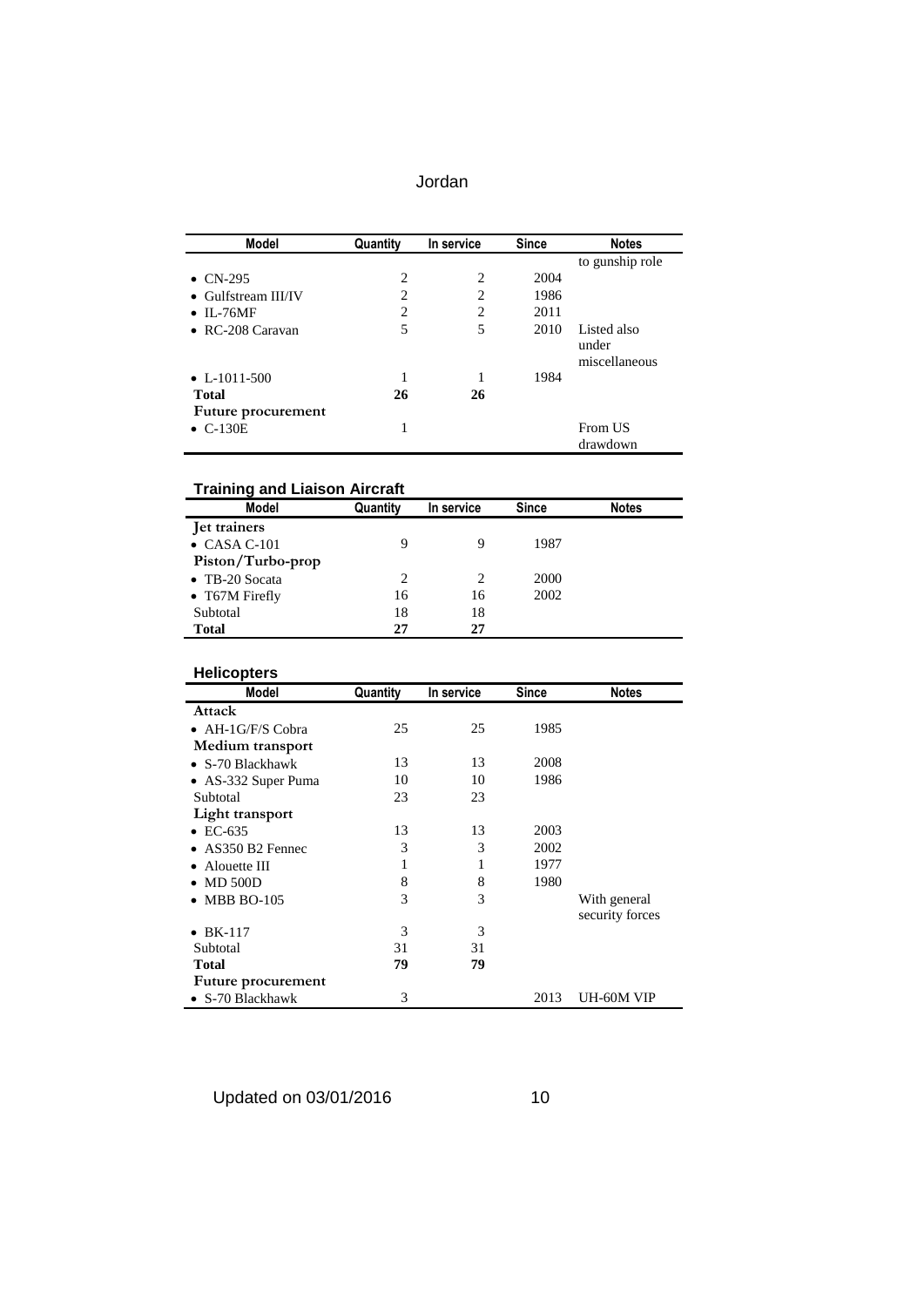| Model | Quantity | In service | Since | Notes |
|---|---|---|---|---|
| | | | | to gunship role |
| • CN-295 | 2 | 2 | 2004 | |
| • Gulfstream III/IV | 2 | 2 | 1986 | |
| • IL-76MF | 2 | 2 | 2011 | |
| • RC-208 Caravan | 5 | 5 | 2010 | Listed also under miscellaneous |
| • L-1011-500 | 1 | 1 | 1984 | |
| **Total** | **26** | **26** | | |
| **Future procurement** | | | | |
| • C-130E | 1 | | | From US drawdown |

### Training and Liaison Aircraft

| Model | Quantity | In service | Since | Notes |
|---|---|---|---|---|
| **Jet trainers** | | | | |
| • CASA C-101 | 9 | 9 | 1987 | |
| **Piston/Turbo-prop** | | | | |
| • TB-20 Socata | 2 | 2 | 2000 | |
| • T67M Firefly | 16 | 16 | 2002 | |
| Subtotal | 18 | 18 | | |
| **Total** | **27** | **27** | | |

### Helicopters

| Model | Quantity | In service | Since | Notes |
|---|---|---|---|---|
| **Attack** | | | | |
| • AH-1G/F/S Cobra | 25 | 25 | 1985 | |
| **Medium transport** | | | | |
| • S-70 Blackhawk | 13 | 13 | 2008 | |
| • AS-332 Super Puma | 10 | 10 | 1986 | |
| Subtotal | 23 | 23 | | |
| **Light transport** | | | | |
| • EC-635 | 13 | 13 | 2003 | |
| • AS350 B2 Fennec | 3 | 3 | 2002 | |
| • Alouette III | 1 | 1 | 1977 | |
| • MD 500D | 8 | 8 | 1980 | |
| • MBB BO-105 | 3 | 3 | | With general security forces |
| • BK-117 | 3 | 3 | | |
| Subtotal | 31 | 31 | | |
| **Total** | **79** | **79** | | |
| **Future procurement** | | | | |
| • S-70 Blackhawk | 3 | | 2013 | UH-60M VIP |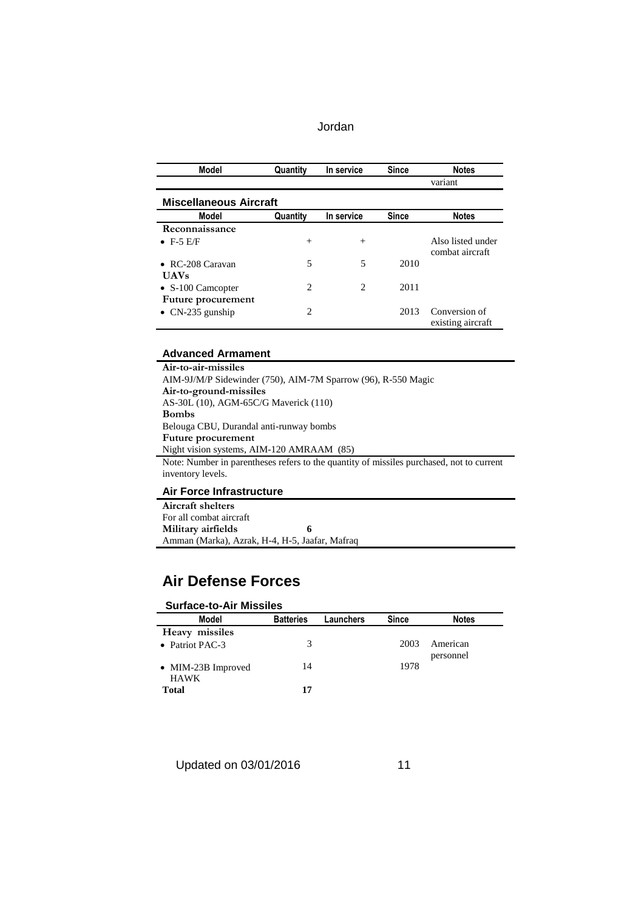| Model | Quantity | In service | Since | Notes |
|---|---|---|---|---|
| | | | | variant |

### Miscellaneous Aircraft

| Model | Quantity | In service | Since | Notes |
|---|---|---|---|---|
| **Reconnaissance** | | | | |
| • F-5 E/F | + | + | | Also listed under combat aircraft |
| • RC-208 Caravan | 5 | 5 | 2010 | |
| **UAVs** | | | | |
| • S-100 Camcopter | 2 | 2 | 2011 | |
| **Future procurement** | | | | |
| • CN-235 gunship | 2 | | 2013 | Conversion of existing aircraft |

### Advanced Armament

**Air-to-air-missiles**
AIM-9J/M/P Sidewinder (750), AIM-7M Sparrow (96), R-550 Magic
**Air-to-ground-missiles**
AS-30L (10), AGM-65C/G Maverick (110)
**Bombs**
Belouga CBU, Durandal anti-runway bombs
**Future procurement**
Night vision systems, AIM-120 AMRAAM (85)

Note: Number in parentheses refers to the quantity of missiles purchased, not to current inventory levels.

### Air Force Infrastructure

**Aircraft shelters**
For all combat aircraft
**Military airfields** **6**
Amman (Marka), Azrak, H-4, H-5, Jaafar, Mafraq

## Air Defense Forces

### Surface-to-Air Missiles

| Model | Batteries | Launchers | Since | Notes |
|---|---|---|---|---|
| **Heavy missiles** | | | | |
| • Patriot PAC-3 | 3 | | 2003 | American personnel |
| • MIM-23B Improved HAWK | 14 | | 1978 | |
| **Total** | **17** | | | |

Updated on 03/01/2016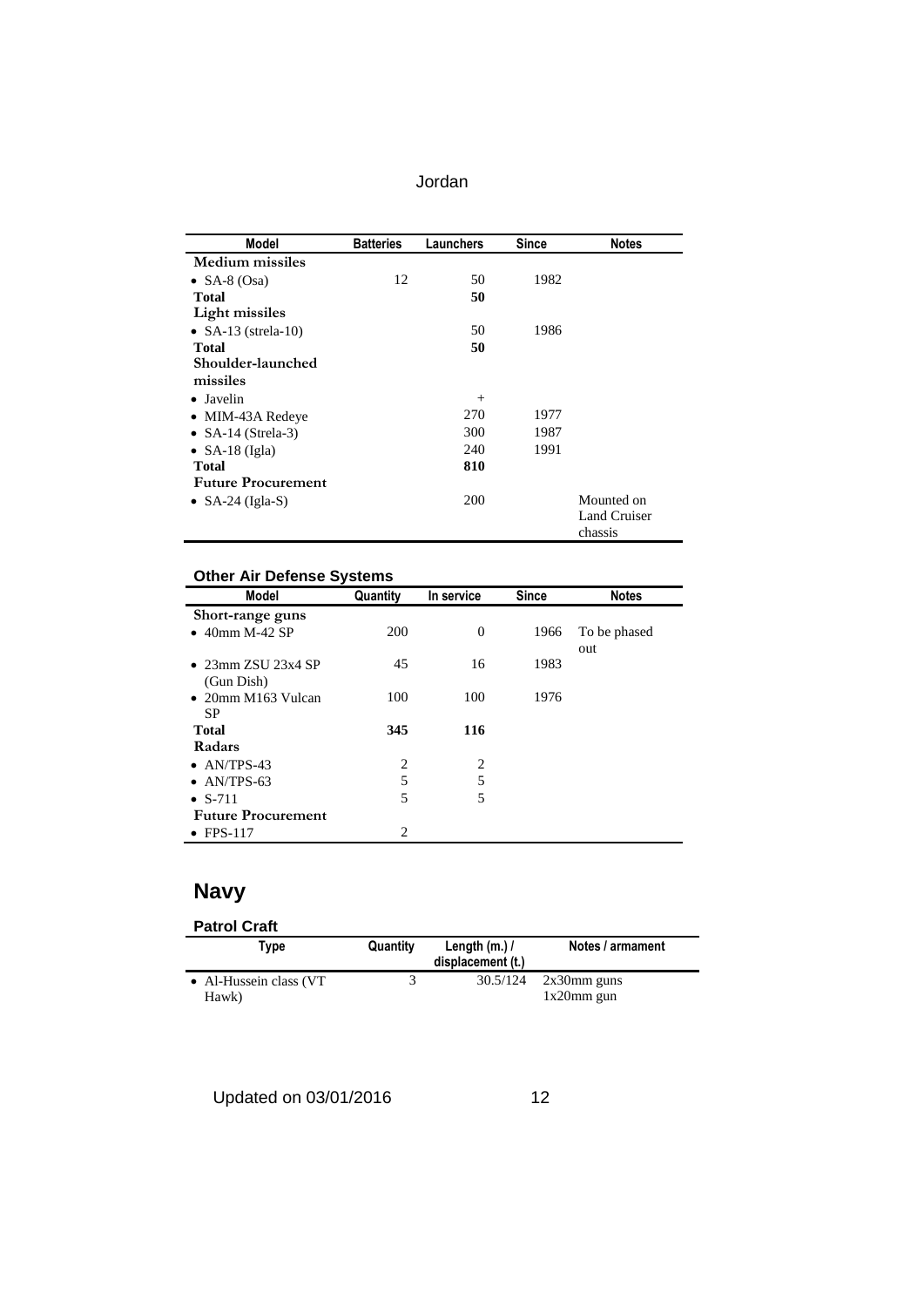| Model | Batteries | Launchers | Since | Notes |
|---|---|---|---|---|
| **Medium missiles** | | | | |
| • SA-8 (Osa) | 12 | 50 | 1982 | |
| **Total** | | **50** | | |
| **Light missiles** | | | | |
| • SA-13 (strela-10) | | 50 | 1986 | |
| **Total** | | **50** | | |
| **Shoulder-launched missiles** | | | | |
| • Javelin | | + | | |
| • MIM-43A Redeye | | 270 | 1977 | |
| • SA-14 (Strela-3) | | 300 | 1987 | |
| • SA-18 (Igla) | | 240 | 1991 | |
| **Total** | | **810** | | |
| **Future Procurement** | | | | |
| • SA-24 (Igla-S) | | 200 | | Mounted on Land Cruiser chassis |

### Other Air Defense Systems

| Model | Quantity | In service | Since | Notes |
|---|---|---|---|---|
| **Short-range guns** | | | | |
| • 40mm M-42 SP | 200 | 0 | 1966 | To be phased out |
| • 23mm ZSU 23x4 SP (Gun Dish) | 45 | 16 | 1983 | |
| • 20mm M163 Vulcan SP | 100 | 100 | 1976 | |
| **Total** | **345** | **116** | | |
| **Radars** | | | | |
| • AN/TPS-43 | 2 | 2 | | |
| • AN/TPS-63 | 5 | 5 | | |
| • S-711 | 5 | 5 | | |
| **Future Procurement** | | | | |
| • FPS-117 | 2 | | | |

## Navy

### Patrol Craft

| Type | Quantity | Length (m.) / displacement (t.) | Notes / armament |
|---|---|---|---|
| • Al-Hussein class (VT Hawk) | 3 | 30.5/124 | 2x30mm guns<br>1x20mm gun |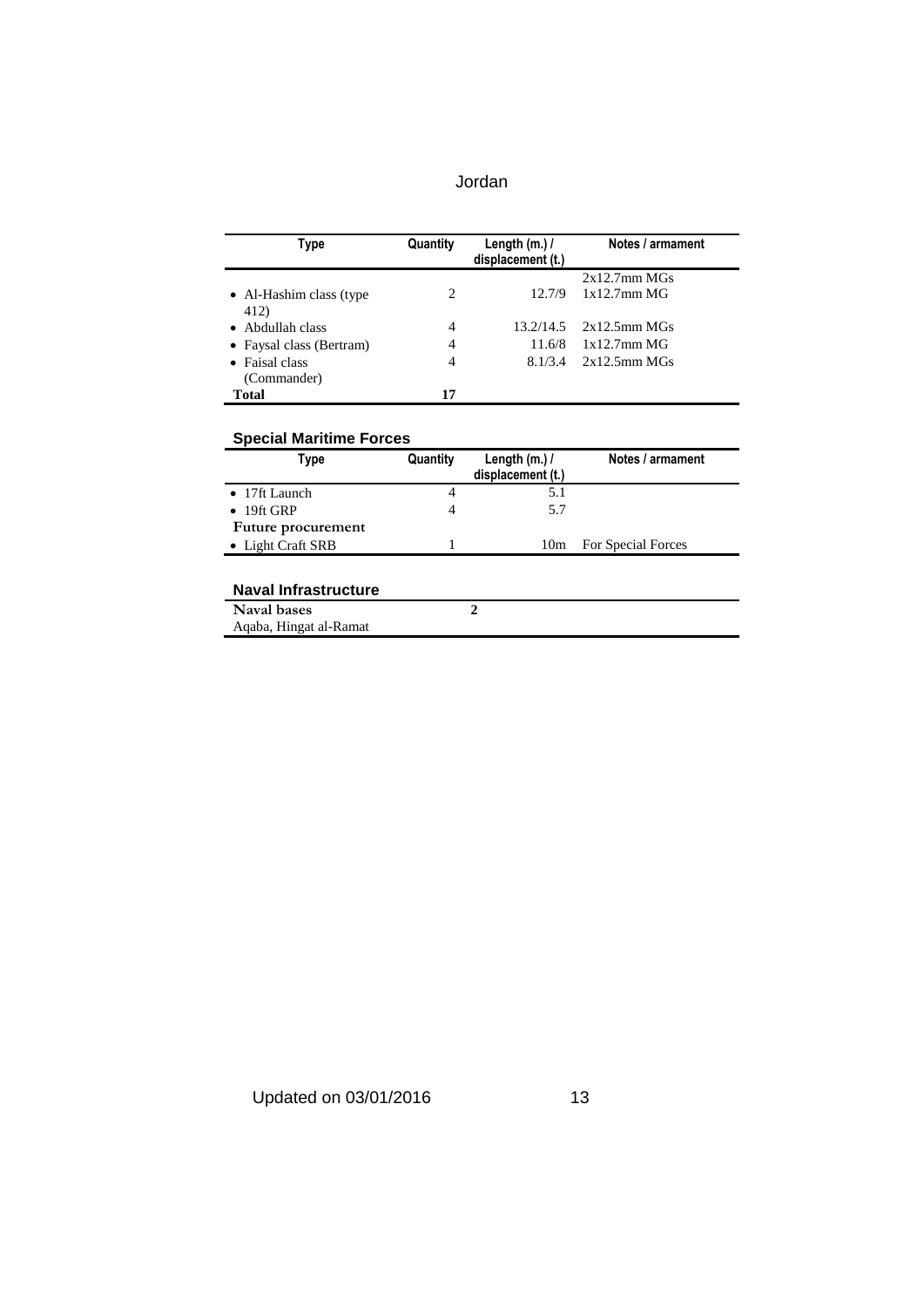| Type | Quantity | Length (m.) / displacement (t.) | Notes / armament |
|---|---|---|---|
| | | | 2x12.7mm MGs |
| • Al-Hashim class (type 412) | 2 | 12.7/9 | 1x12.7mm MG |
| • Abdullah class | 4 | 13.2/14.5 | 2x12.5mm MGs |
| • Faysal class (Bertram) | 4 | 11.6/8 | 1x12.7mm MG |
| • Faisal class (Commander) | 4 | 8.1/3.4 | 2x12.5mm MGs |
| **Total** | **17** | | |

## Special Maritime Forces

| Type | Quantity | Length (m.) / displacement (t.) | Notes / armament |
|---|---|---|---|
| • 17ft Launch | 4 | 5.1 | |
| • 19ft GRP | 4 | 5.7 | |
| **Future procurement** | | | |
| • Light Craft SRB | 1 | 10m | For Special Forces |

## Naval Infrastructure

| | |
|---|---|
| **Naval bases** | **2** |
| Aqaba, Hingat al-Ramat | |